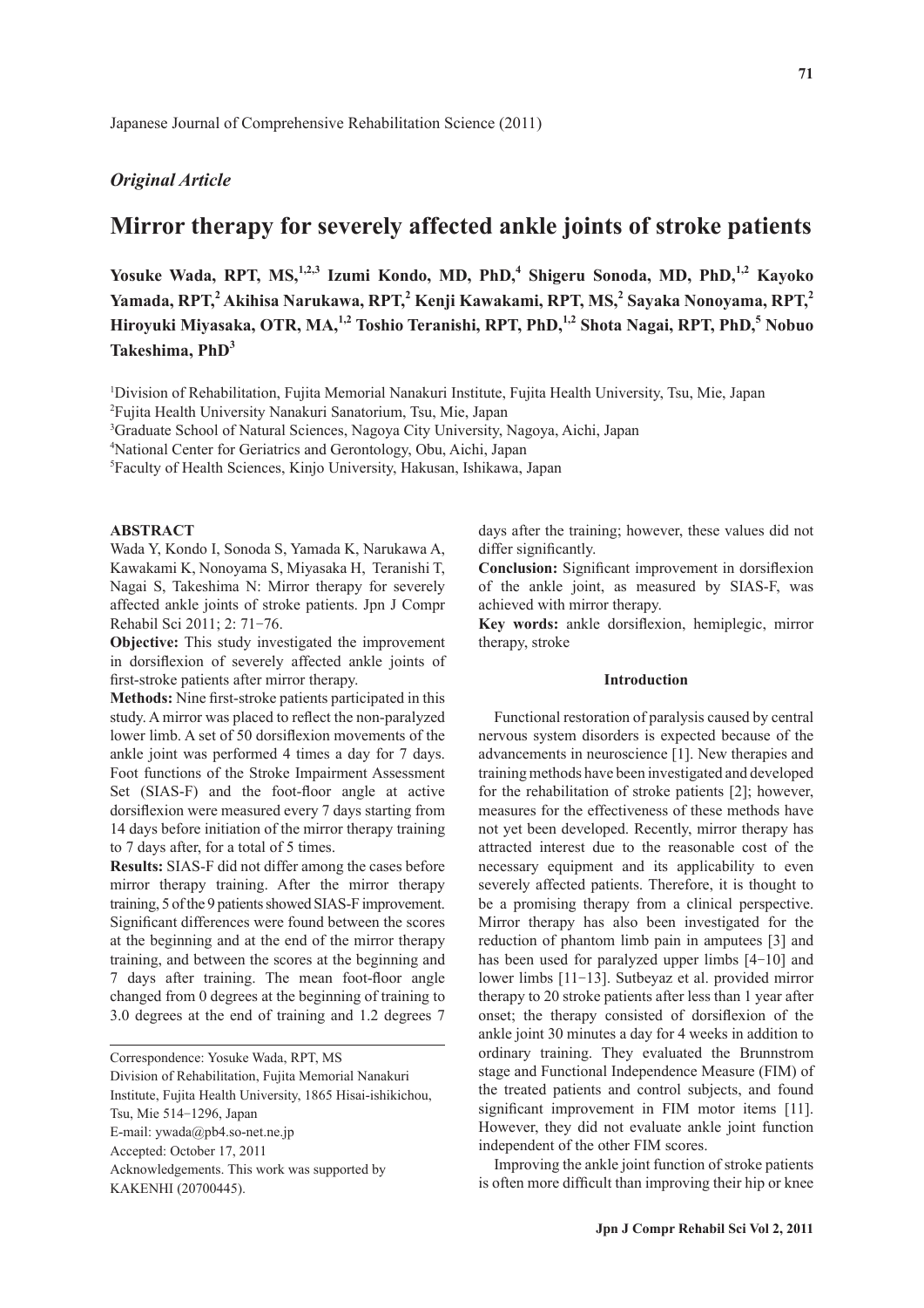Japanese Journal of Comprehensive Rehabilitation Science (2011)

*Original Article*

# Mirror therapy for severely affected ankle joints of stroke patients

**Yosuke Wada, RPT, MS,[1,2,3] Izumi Kondo, MD, PhD,[4] Shigeru Sonoda, MD, PhD,[1,2] Kayoko Yamada, RPT,[2] Akihisa Narukawa, RPT,[2] Kenji Kawakami, RPT, MS,[2] Sayaka Nonoyama, RPT,[2] Hiroyuki Miyasaka, OTR, MA,[1,2] Toshio Teranishi, RPT, PhD,[1,2] Shota Nagai, RPT, PhD,[5] Nobuo Takeshima, PhD[3]**

[1]Division of Rehabilitation, Fujita Memorial Nanakuri Institute, Fujita Health University, Tsu, Mie, Japan
[2]Fujita Health University Nanakuri Sanatorium, Tsu, Mie, Japan
[3]Graduate School of Natural Sciences, Nagoya City University, Nagoya, Aichi, Japan
[4]National Center for Geriatrics and Gerontology, Obu, Aichi, Japan
[5]Faculty of Health Sciences, Kinjo University, Hakusan, Ishikawa, Japan

## ABSTRACT

Wada Y, Kondo I, Sonoda S, Yamada K, Narukawa A, Kawakami K, Nonoyama S, Miyasaka H, Teranishi T, Nagai S, Takeshima N: Mirror therapy for severely affected ankle joints of stroke patients. Jpn J Compr Rehabil Sci 2011; 2: 71−76.

**Objective:** This study investigated the improvement in dorsiflexion of severely affected ankle joints of first-stroke patients after mirror therapy.

**Methods:** Nine first-stroke patients participated in this study. A mirror was placed to reflect the non-paralyzed lower limb. A set of 50 dorsiflexion movements of the ankle joint was performed 4 times a day for 7 days. Foot functions of the Stroke Impairment Assessment Set (SIAS-F) and the foot-floor angle at active dorsiflexion were measured every 7 days starting from 14 days before initiation of the mirror therapy training to 7 days after, for a total of 5 times.

**Results:** SIAS-F did not differ among the cases before mirror therapy training. After the mirror therapy training, 5 of the 9 patients showed SIAS-F improvement. Significant differences were found between the scores at the beginning and at the end of the mirror therapy training, and between the scores at the beginning and 7 days after training. The mean foot-floor angle changed from 0 degrees at the beginning of training to 3.0 degrees at the end of training and 1.2 degrees 7 days after the training; however, these values did not differ significantly.

**Conclusion:** Significant improvement in dorsiflexion of the ankle joint, as measured by SIAS-F, was achieved with mirror therapy.

**Key words:** ankle dorsiflexion, hemiplegic, mirror therapy, stroke

Correspondence: Yosuke Wada, RPT, MS
Division of Rehabilitation, Fujita Memorial Nanakuri Institute, Fujita Health University, 1865 Hisai-ishikichou, Tsu, Mie 514−1296, Japan
E-mail: ywada@pb4.so-net.ne.jp
Accepted: October 17, 2011
Acknowledgements. This work was supported by KAKENHI (20700445).

## Introduction

Functional restoration of paralysis caused by central nervous system disorders is expected because of the advancements in neuroscience [1]. New therapies and training methods have been investigated and developed for the rehabilitation of stroke patients [2]; however, measures for the effectiveness of these methods have not yet been developed. Recently, mirror therapy has attracted interest due to the reasonable cost of the necessary equipment and its applicability to even severely affected patients. Therefore, it is thought to be a promising therapy from a clinical perspective. Mirror therapy has also been investigated for the reduction of phantom limb pain in amputees [3] and has been used for paralyzed upper limbs [4−10] and lower limbs [11−13]. Sutbeyaz et al. provided mirror therapy to 20 stroke patients after less than 1 year after onset; the therapy consisted of dorsiflexion of the ankle joint 30 minutes a day for 4 weeks in addition to ordinary training. They evaluated the Brunnstrom stage and Functional Independence Measure (FIM) of the treated patients and control subjects, and found significant improvement in FIM motor items [11]. However, they did not evaluate ankle joint function independent of the other FIM scores.

Improving the ankle joint function of stroke patients is often more difficult than improving their hip or knee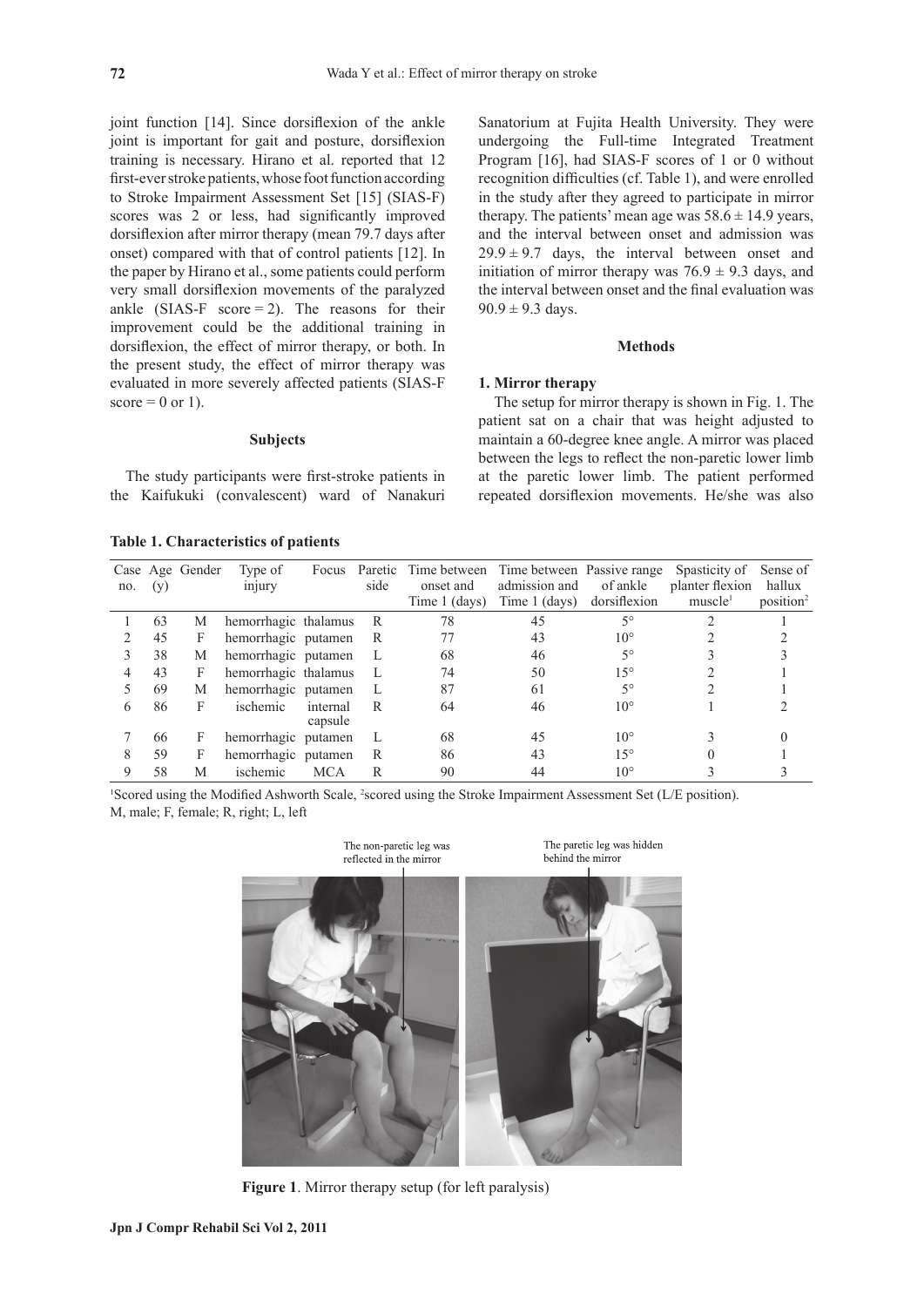joint function [14]. Since dorsiflexion of the ankle joint is important for gait and posture, dorsiflexion training is necessary. Hirano et al. reported that 12 first-ever stroke patients, whose foot function according to Stroke Impairment Assessment Set [15] (SIAS-F) scores was 2 or less, had significantly improved dorsiflexion after mirror therapy (mean 79.7 days after onset) compared with that of control patients [12]. In the paper by Hirano et al., some patients could perform very small dorsiflexion movements of the paralyzed ankle (SIAS-F score = 2). The reasons for their improvement could be the additional training in dorsiflexion, the effect of mirror therapy, or both. In the present study, the effect of mirror therapy was evaluated in more severely affected patients (SIAS-F score = 0 or 1).

## Subjects

The study participants were first-stroke patients in the Kaifukuki (convalescent) ward of Nanakuri Sanatorium at Fujita Health University. They were undergoing the Full-time Integrated Treatment Program [16], had SIAS-F scores of 1 or 0 without recognition difficulties (cf. Table 1), and were enrolled in the study after they agreed to participate in mirror therapy. The patients' mean age was $58.6 \pm 14.9$ years, and the interval between onset and admission was $29.9 \pm 9.7$ days, the interval between onset and initiation of mirror therapy was $76.9 \pm 9.3$ days, and the interval between onset and the final evaluation was $90.9 \pm 9.3$ days.

## Methods

### 1. Mirror therapy

The setup for mirror therapy is shown in Fig. 1. The patient sat on a chair that was height adjusted to maintain a 60-degree knee angle. A mirror was placed between the legs to reflect the non-paretic lower limb at the paretic lower limb. The patient performed repeated dorsiflexion movements. He/she was also

**Table 1. Characteristics of patients**

| Case no. | Age (y) | Gender | Type of injury | Focus | Paretic side | Time between onset and Time 1 (days) | Time between admission and Time 1 (days) | Passive range of ankle dorsiflexion | Spasticity of planter flexion muscle[1] | Sense of hallux position[2] |
|---|---|---|---|---|---|---|---|---|---|---|
| 1 | 63 | M | hemorrhagic | thalamus | R | 78 | 45 | 5° | 2 | 1 |
| 2 | 45 | F | hemorrhagic | putamen | R | 77 | 43 | 10° | 2 | 2 |
| 3 | 38 | M | hemorrhagic | putamen | L | 68 | 46 | 5° | 3 | 3 |
| 4 | 43 | F | hemorrhagic | thalamus | L | 74 | 50 | 15° | 2 | 1 |
| 5 | 69 | M | hemorrhagic | putamen | L | 87 | 61 | 5° | 2 | 1 |
| 6 | 86 | F | ischemic | internal capsule | R | 64 | 46 | 10° | 1 | 2 |
| 7 | 66 | F | hemorrhagic | putamen | L | 68 | 45 | 10° | 3 | 0 |
| 8 | 59 | F | hemorrhagic | putamen | R | 86 | 43 | 15° | 0 | 1 |
| 9 | 58 | M | ischemic | MCA | R | 90 | 44 | 10° | 3 | 3 |

[1]Scored using the Modified Ashworth Scale, [2]scored using the Stroke Impairment Assessment Set (L/E position).
M, male; F, female; R, right; L, left

The non-paretic leg was reflected in the mirror

The paretic leg was hidden behind the mirror

**Figure 1**. Mirror therapy setup (for left paralysis)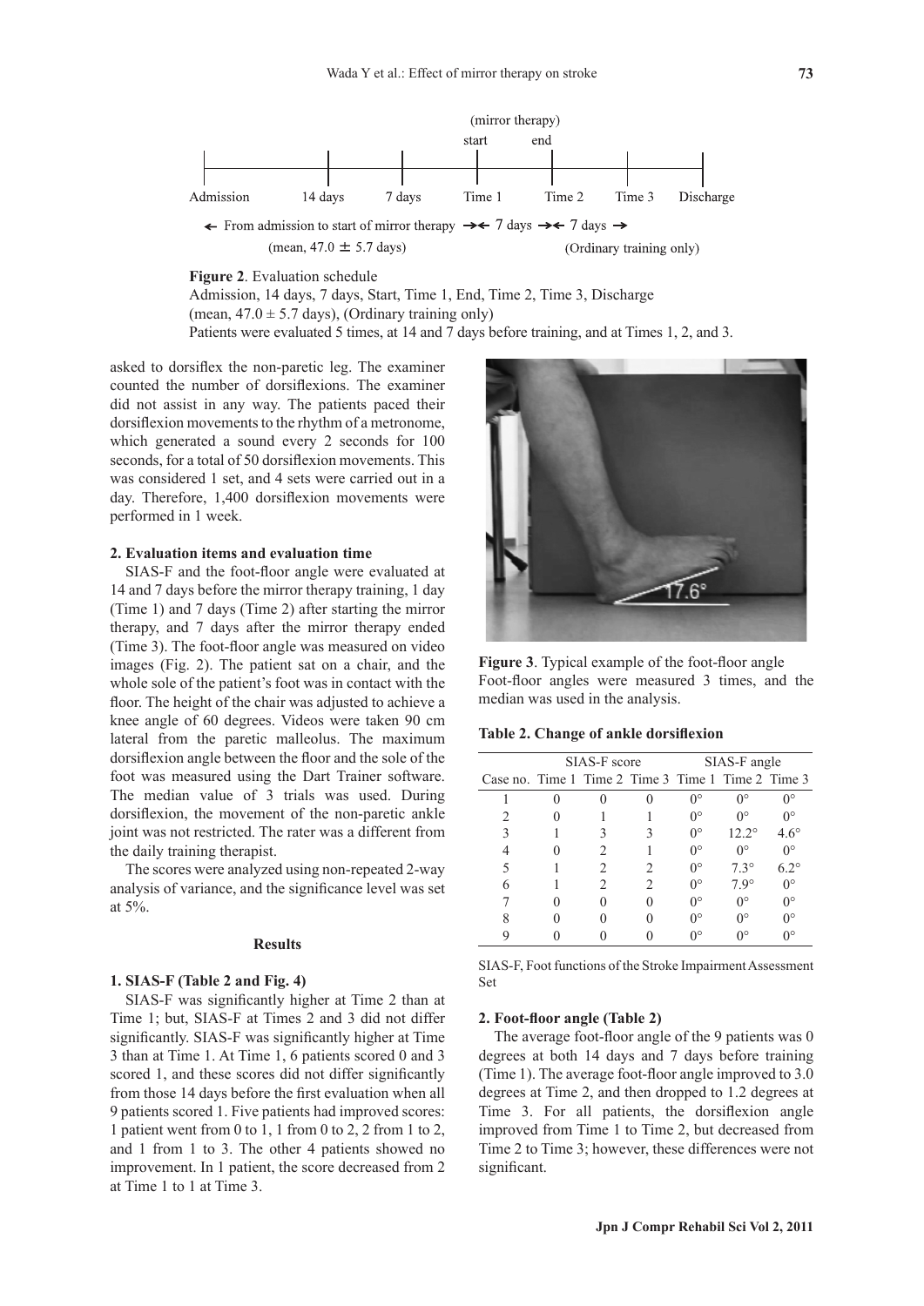(mirror therapy)

start end

Admission | 14 days | 7 days | Time 1 | Time 2 | Time 3 | Discharge

← From admission to start of mirror therapy →← 7 days →← 7 days →

(mean, 47.0 ± 5.7 days) (Ordinary training only)

**Figure 2**. Evaluation schedule
Admission, 14 days, 7 days, Start, Time 1, End, Time 2, Time 3, Discharge
(mean, 47.0 ± 5.7 days), (Ordinary training only)
Patients were evaluated 5 times, at 14 and 7 days before training, and at Times 1, 2, and 3.

asked to dorsiflex the non-paretic leg. The examiner counted the number of dorsiflexions. The examiner did not assist in any way. The patients paced their dorsiflexion movements to the rhythm of a metronome, which generated a sound every 2 seconds for 100 seconds, for a total of 50 dorsiflexion movements. This was considered 1 set, and 4 sets were carried out in a day. Therefore, 1,400 dorsiflexion movements were performed in 1 week.

**2. Evaluation items and evaluation time**

SIAS-F and the foot-floor angle were evaluated at 14 and 7 days before the mirror therapy training, 1 day (Time 1) and 7 days (Time 2) after starting the mirror therapy, and 7 days after the mirror therapy ended (Time 3). The foot-floor angle was measured on video images (Fig. 2). The patient sat on a chair, and the whole sole of the patient's foot was in contact with the floor. The height of the chair was adjusted to achieve a knee angle of 60 degrees. Videos were taken 90 cm lateral from the paretic malleolus. The maximum dorsiflexion angle between the floor and the sole of the foot was measured using the Dart Trainer software. The median value of 3 trials was used. During dorsiflexion, the movement of the non-paretic ankle joint was not restricted. The rater was a different from the daily training therapist.

The scores were analyzed using non-repeated 2-way analysis of variance, and the significance level was set at 5%.

## Results

**1. SIAS-F (Table 2 and Fig. 4)**

SIAS-F was significantly higher at Time 2 than at Time 1; but, SIAS-F at Times 2 and 3 did not differ significantly. SIAS-F was significantly higher at Time 3 than at Time 1. At Time 1, 6 patients scored 0 and 3 scored 1, and these scores did not differ significantly from those 14 days before the first evaluation when all 9 patients scored 1. Five patients had improved scores: 1 patient went from 0 to 1, 1 from 0 to 2, 2 from 1 to 2, and 1 from 1 to 3. The other 4 patients showed no improvement. In 1 patient, the score decreased from 2 at Time 1 to 1 at Time 3.

17.6°

**Figure 3**. Typical example of the foot-floor angle
Foot-floor angles were measured 3 times, and the median was used in the analysis.

**Table 2. Change of ankle dorsiflexion**

| | SIAS-F score | | | SIAS-F angle | | |
|---|---|---|---|---|---|---|
| Case no. | Time 1 | Time 2 | Time 3 | Time 1 | Time 2 | Time 3 |
| 1 | 0 | 0 | 0 | 0° | 0° | 0° |
| 2 | 0 | 1 | 1 | 0° | 0° | 0° |
| 3 | 1 | 3 | 3 | 0° | 12.2° | 4.6° |
| 4 | 0 | 2 | 1 | 0° | 0° | 0° |
| 5 | 1 | 2 | 2 | 0° | 7.3° | 6.2° |
| 6 | 1 | 2 | 2 | 0° | 7.9° | 0° |
| 7 | 0 | 0 | 0 | 0° | 0° | 0° |
| 8 | 0 | 0 | 0 | 0° | 0° | 0° |
| 9 | 0 | 0 | 0 | 0° | 0° | 0° |

SIAS-F, Foot functions of the Stroke Impairment Assessment Set

**2. Foot-floor angle (Table 2)**

The average foot-floor angle of the 9 patients was 0 degrees at both 14 days and 7 days before training (Time 1). The average foot-floor angle improved to 3.0 degrees at Time 2, and then dropped to 1.2 degrees at Time 3. For all patients, the dorsiflexion angle improved from Time 1 to Time 2, but decreased from Time 2 to Time 3; however, these differences were not significant.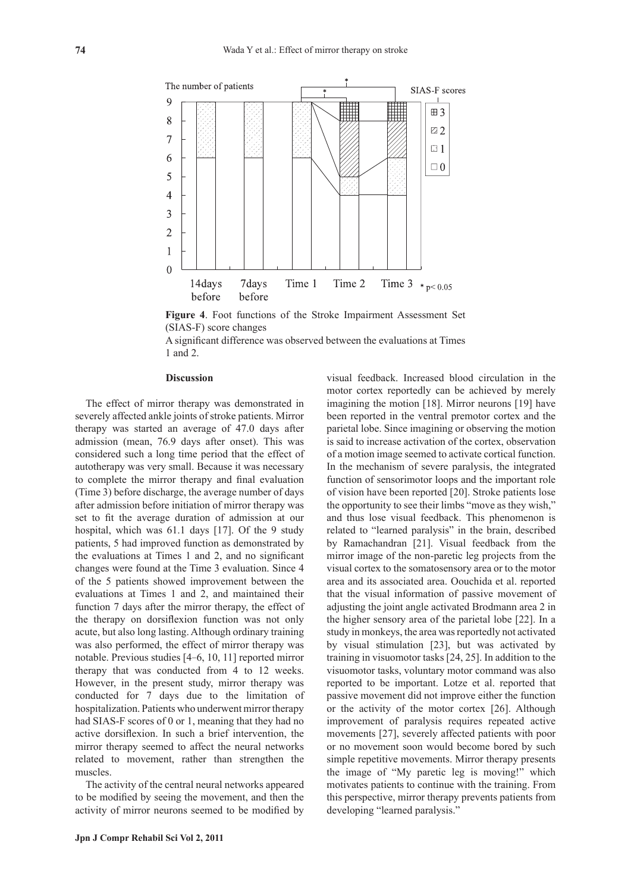**Figure 4**. Foot functions of the Stroke Impairment Assessment Set (SIAS-F) score changes

A significant difference was observed between the evaluations at Times 1 and 2.

## Discussion

The effect of mirror therapy was demonstrated in severely affected ankle joints of stroke patients. Mirror therapy was started an average of 47.0 days after admission (mean, 76.9 days after onset). This was considered such a long time period that the effect of autotherapy was very small. Because it was necessary to complete the mirror therapy and final evaluation (Time 3) before discharge, the average number of days after admission before initiation of mirror therapy was set to fit the average duration of admission at our hospital, which was 61.1 days [17]. Of the 9 study patients, 5 had improved function as demonstrated by the evaluations at Times 1 and 2, and no significant changes were found at the Time 3 evaluation. Since 4 of the 5 patients showed improvement between the evaluations at Times 1 and 2, and maintained their function 7 days after the mirror therapy, the effect of the therapy on dorsiflexion function was not only acute, but also long lasting. Although ordinary training was also performed, the effect of mirror therapy was notable. Previous studies [4–6, 10, 11] reported mirror therapy that was conducted from 4 to 12 weeks. However, in the present study, mirror therapy was conducted for 7 days due to the limitation of hospitalization. Patients who underwent mirror therapy had SIAS-F scores of 0 or 1, meaning that they had no active dorsiflexion. In such a brief intervention, the mirror therapy seemed to affect the neural networks related to movement, rather than strengthen the muscles.

The activity of the central neural networks appeared to be modified by seeing the movement, and then the activity of mirror neurons seemed to be modified by visual feedback. Increased blood circulation in the motor cortex reportedly can be achieved by merely imagining the motion [18]. Mirror neurons [19] have been reported in the ventral premotor cortex and the parietal lobe. Since imagining or observing the motion is said to increase activation of the cortex, observation of a motion image seemed to activate cortical function. In the mechanism of severe paralysis, the integrated function of sensorimotor loops and the important role of vision have been reported [20]. Stroke patients lose the opportunity to see their limbs "move as they wish," and thus lose visual feedback. This phenomenon is related to "learned paralysis" in the brain, described by Ramachandran [21]. Visual feedback from the mirror image of the non-paretic leg projects from the visual cortex to the somatosensory area or to the motor area and its associated area. Oouchida et al. reported that the visual information of passive movement of adjusting the joint angle activated Brodmann area 2 in the higher sensory area of the parietal lobe [22]. In a study in monkeys, the area was reportedly not activated by visual stimulation [23], but was activated by training in visuomotor tasks [24, 25]. In addition to the visuomotor tasks, voluntary motor command was also reported to be important. Lotze et al. reported that passive movement did not improve either the function or the activity of the motor cortex [26]. Although improvement of paralysis requires repeated active movements [27], severely affected patients with poor or no movement soon would become bored by such simple repetitive movements. Mirror therapy presents the image of "My paretic leg is moving!" which motivates patients to continue with the training. From this perspective, mirror therapy prevents patients from developing "learned paralysis."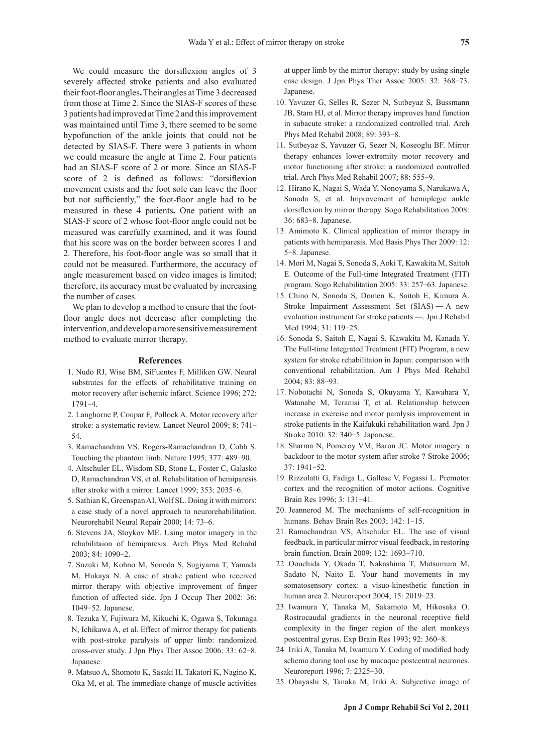We could measure the dorsiflexion angles of 3 severely affected stroke patients and also evaluated their foot-floor angles**.** Their angles at Time 3 decreased from those at Time 2. Since the SIAS-F scores of these 3 patients had improved at Time 2 and this improvement was maintained until Time 3, there seemed to be some hypofunction of the ankle joints that could not be detected by SIAS-F. There were 3 patients in whom we could measure the angle at Time 2. Four patients had an SIAS-F score of 2 or more. Since an SIAS-F score of 2 is defined as follows: "dorsiflexion movement exists and the foot sole can leave the floor but not sufficiently," the foot-floor angle had to be measured in these 4 patients**.** One patient with an SIAS-F score of 2 whose foot-floor angle could not be measured was carefully examined, and it was found that his score was on the border between scores 1 and 2. Therefore, his foot-floor angle was so small that it could not be measured. Furthermore, the accuracy of angle measurement based on video images is limited; therefore, its accuracy must be evaluated by increasing the number of cases.

We plan to develop a method to ensure that the foot-floor angle does not decrease after completing the intervention, and develop a more sensitive measurement method to evaluate mirror therapy.

## References

1. Nudo RJ, Wise BM, SiFuentes F, Milliken GW. Neural substrates for the effects of rehabilitative training on motor recovery after ischemic infarct. Science 1996; 272: 1791−4.
2. Langhorne P, Coupar F, Pollock A. Motor recovery after stroke: a systematic review. Lancet Neurol 2009; 8: 741−54.
3. Ramachandran VS, Rogers-Ramachandran D, Cobb S. Touching the phantom limb. Nature 1995; 377: 489−90.
4. Altschuler EL, Wisdom SB, Stone L, Foster C, Galasko D, Ramachandran VS, et al. Rehabilitation of hemiparesis after stroke with a mirror. Lancet 1999; 353: 2035−6.
5. Sathian K, Greenspan AI, Wolf SL. Doing it with mirrors: a case study of a novel approach to neurorehabilitation. Neurorehabil Neural Repair 2000; 14: 73−6.
6. Stevens JA, Stoykov ME. Using motor imagery in the rehabilitaion of hemiparesis. Arch Phys Med Rehabil 2003; 84: 1090−2.
7. Suzuki M, Kohno M, Sonoda S, Sugiyama T, Yamada M, Hukaya N. A case of stroke patient who received mirror therapy with objective improvement of finger function of affected side. Jpn J Occup Ther 2002: 36: 1049−52. Japanese.
8. Tezuka Y, Fujiwara M, Kikuchi K, Ogawa S, Tokunaga N, Ichikawa A, et al. Effect of mirror therapy for patients with post-stroke paralysis of upper limb: randomized cross-over study. J Jpn Phys Ther Assoc 2006: 33: 62−8. Japanese.
9. Matsuo A, Shomoto K, Sasaki H, Takatori K, Nagino K, Oka M, et al. The immediate change of muscle activities at upper limb by the mirror therapy: study by using single case design. J Jpn Phys Ther Assoc 2005: 32: 368−73. Japanese.
10. Yavuzer G, Selles R, Sezer N, Sutbeyaz S, Bussmann JB, Stam HJ, et al. Mirror therapy improves hand function in subacute stroke: a randomaized controlled trial. Arch Phys Med Rehabil 2008; 89: 393−8.
11. Sutbeyaz S, Yavuzer G, Sezer N, Koseoglu BF. Mirror therapy enhances lower-extremity motor recovery and motor functioning after stroke: a randomized controlled trial. Arch Phys Med Rehabil 2007; 88: 555−9.
12. Hirano K, Nagai S, Wada Y, Nonoyama S, Narukawa A, Sonoda S, et al. Improvement of hemiplegic ankle dorsiflexion by mirror therapy. Sogo Rehabilitation 2008: 36: 683−8. Japanese.
13. Amimoto K. Clinical application of mirror therapy in patients with hemiparesis. Med Basis Phys Ther 2009: 12: 5−8. Japanese.
14. Mori M, Nagai S, Sonoda S, Aoki T, Kawakita M, Saitoh E. Outcome of the Full-time Integrated Treatment (FIT) program. Sogo Rehabilitation 2005: 33: 257−63. Japanese.
15. Chino N, Sonoda S, Domen K, Saitoh E, Kimura A. Stroke Impairment Assessment Set (SIAS) ― A new evaluation instrument for stroke patients ―. Jpn J Rehabil Med 1994; 31: 119−25.
16. Sonoda S, Saitoh E, Nagai S, Kawakita M, Kanada Y. The Full-time Integrated Treatment (FIT) Program, a new system for stroke rehabilitaion in Japan: comparison with conventional rehabilitation. Am J Phys Med Rehabil 2004; 83: 88−93.
17. Nobotachi N, Sonoda S, Okuyama Y, Kawahara Y, Watanabe M, Teranisi T, et al. Relationship between increase in exercise and motor paralysis improvement in stroke patients in the Kaifukuki rehabilitation ward. Jpn J Stroke 2010: 32: 340−5. Japanese.
18. Sharma N, Pomeroy VM, Baron JC. Motor imagery: a backdoor to the motor system after stroke ? Stroke 2006; 37: 1941−52.
19. Rizzolatti G, Fadiga L, Gallese V, Fogassi L. Premotor cortex and the recognition of motor actions. Cognitive Brain Res 1996; 3: 131−41.
20. Jeannerod M. The mechanisms of self-recognition in humans. Behav Brain Res 2003; 142: 1−15.
21. Ramachandran VS, Altschuler EL. The use of visual feedback, in particular mirror visual feedback, in restoring brain function. Brain 2009; 132: 1693−710.
22. Oouchida Y, Okada T, Nakashima T, Matsumura M, Sadato N, Naito E. Your hand movements in my somatosensory cortex: a visuo-kinesthetic function in human area 2. Neuroreport 2004; 15: 2019−23.
23. Iwamura Y, Tanaka M, Sakamoto M, Hikosaka O. Rostrocaudal gradients in the neuronal receptive field complexity in the finger region of the alert monkeys postcentral gyrus. Exp Brain Res 1993; 92: 360−8.
24. Iriki A, Tanaka M, Iwamura Y. Coding of modified body schema during tool use by macaque postcentral neurones. Neuroreport 1996; 7: 2325−30.
25. Obayashi S, Tanaka M, Iriki A. Subjective image of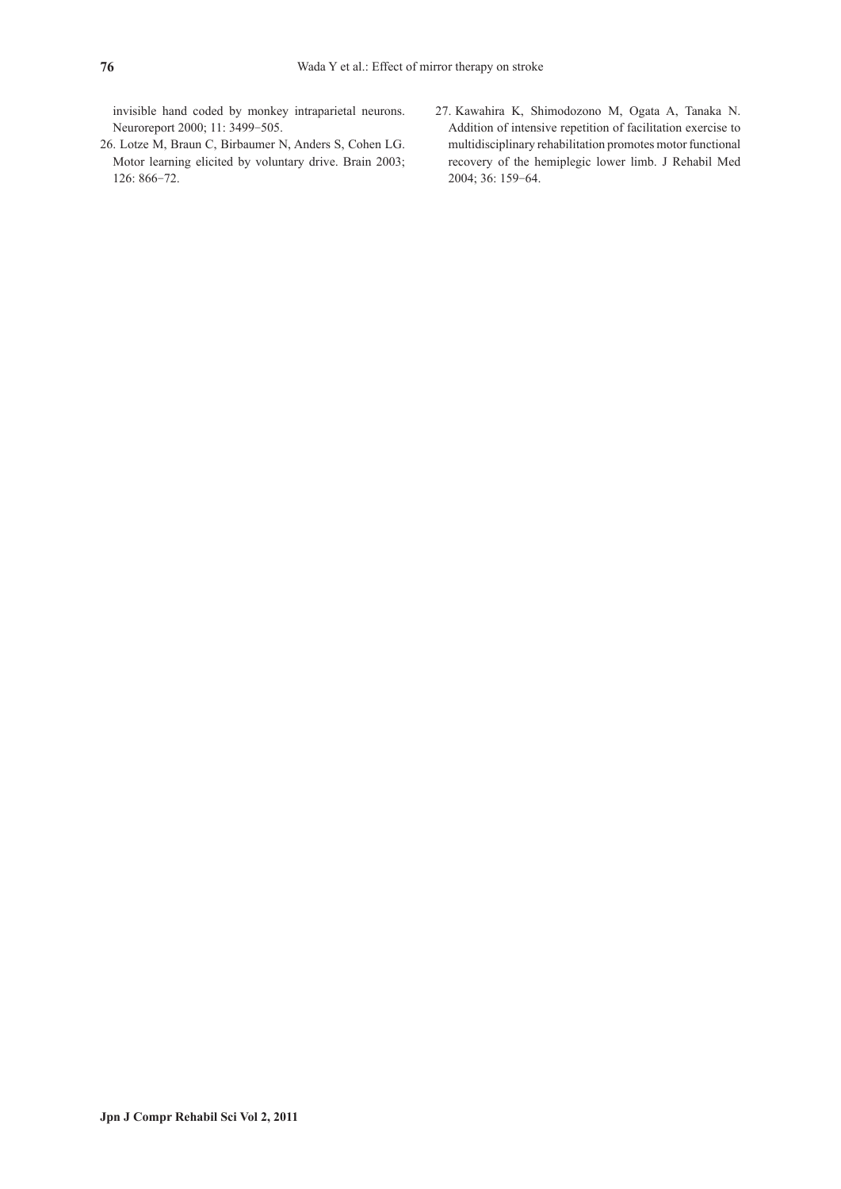invisible hand coded by monkey intraparietal neurons. Neuroreport 2000; 11: 3499−505.

26. Lotze M, Braun C, Birbaumer N, Anders S, Cohen LG. Motor learning elicited by voluntary drive. Brain 2003; 126: 866−72.

27. Kawahira K, Shimodozono M, Ogata A, Tanaka N. Addition of intensive repetition of facilitation exercise to multidisciplinary rehabilitation promotes motor functional recovery of the hemiplegic lower limb. J Rehabil Med 2004; 36: 159−64.